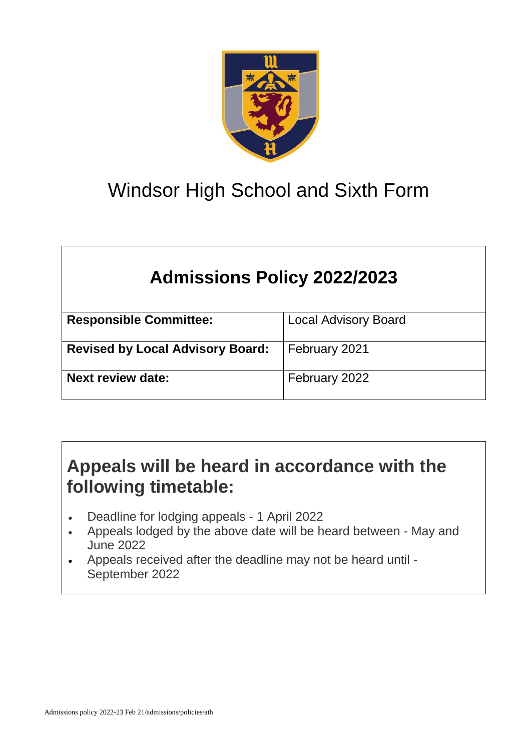# Windsor High School and Sixth Form

## Admissions Policy 2022/2023

| **Responsible Committee:** | Local Advisory Board |
| --- | --- |
| **Revised by Local Advisory Board:** | February 2021 |
| **Next review date:** | February 2022 |

## Appeals will be heard in accordance with the following timetable:

- Deadline for lodging appeals - 1 April 2022
- Appeals lodged by the above date will be heard between - May and June 2022
- Appeals received after the deadline may not be heard until - September 2022

Admissions policy 2022-23 Feb 21/admissions/policies/ath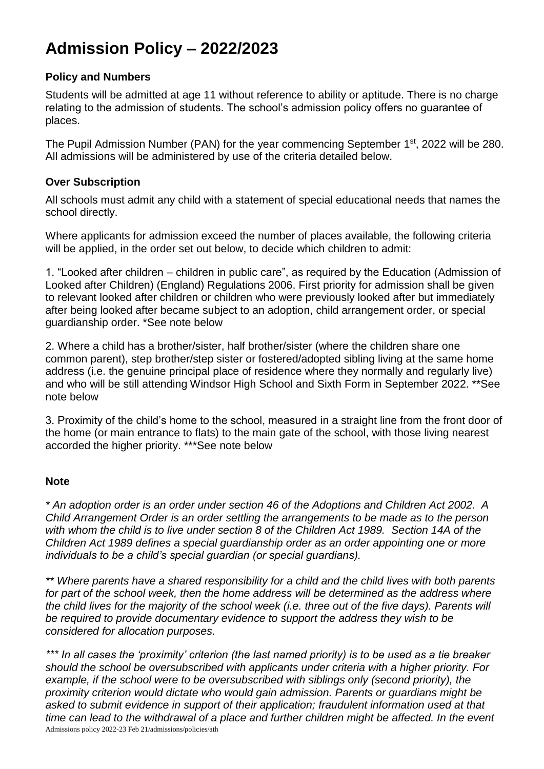# Admission Policy – 2022/2023

### Policy and Numbers

Students will be admitted at age 11 without reference to ability or aptitude. There is no charge relating to the admission of students. The school's admission policy offers no guarantee of places.

The Pupil Admission Number (PAN) for the year commencing September 1st, 2022 will be 280. All admissions will be administered by use of the criteria detailed below.

### Over Subscription

All schools must admit any child with a statement of special educational needs that names the school directly.

Where applicants for admission exceed the number of places available, the following criteria will be applied, in the order set out below, to decide which children to admit:

1. "Looked after children – children in public care", as required by the Education (Admission of Looked after Children) (England) Regulations 2006. First priority for admission shall be given to relevant looked after children or children who were previously looked after but immediately after being looked after became subject to an adoption, child arrangement order, or special guardianship order. *See note below

2. Where a child has a brother/sister, half brother/sister (where the children share one common parent), step brother/step sister or fostered/adopted sibling living at the same home address (i.e. the genuine principal place of residence where they normally and regularly live) and who will be still attending Windsor High School and Sixth Form in September 2022. **See note below

3. Proximity of the child's home to the school, measured in a straight line from the front door of the home (or main entrance to flats) to the main gate of the school, with those living nearest accorded the higher priority. ***See note below

### Note

*\* An adoption order is an order under section 46 of the Adoptions and Children Act 2002. A Child Arrangement Order is an order settling the arrangements to be made as to the person with whom the child is to live under section 8 of the Children Act 1989. Section 14A of the Children Act 1989 defines a special guardianship order as an order appointing one or more individuals to be a child's special guardian (or special guardians).*

*\*\* Where parents have a shared responsibility for a child and the child lives with both parents for part of the school week, then the home address will be determined as the address where the child lives for the majority of the school week (i.e. three out of the five days). Parents will be required to provide documentary evidence to support the address they wish to be considered for allocation purposes.*

*\*\*\* In all cases the 'proximity' criterion (the last named priority) is to be used as a tie breaker should the school be oversubscribed with applicants under criteria with a higher priority. For example, if the school were to be oversubscribed with siblings only (second priority), the proximity criterion would dictate who would gain admission. Parents or guardians might be asked to submit evidence in support of their application; fraudulent information used at that time can lead to the withdrawal of a place and further children might be affected. In the event*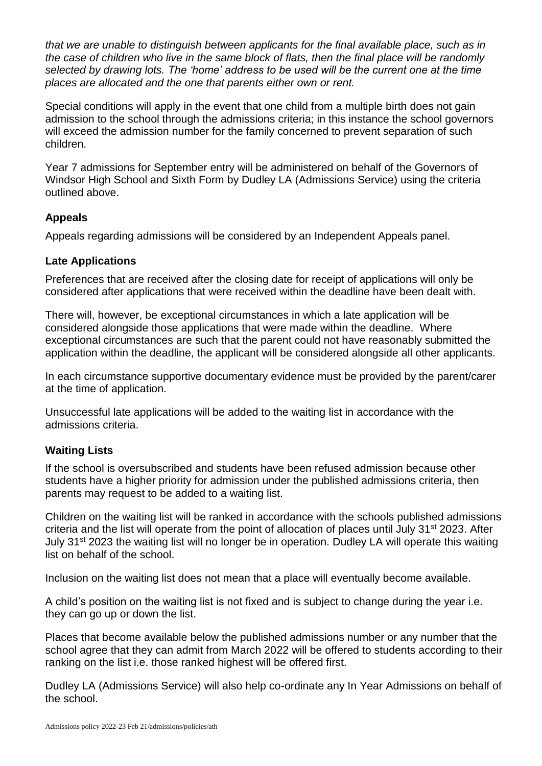*that we are unable to distinguish between applicants for the final available place, such as in the case of children who live in the same block of flats, then the final place will be randomly selected by drawing lots. The 'home' address to be used will be the current one at the time places are allocated and the one that parents either own or rent.*

Special conditions will apply in the event that one child from a multiple birth does not gain admission to the school through the admissions criteria; in this instance the school governors will exceed the admission number for the family concerned to prevent separation of such children.

Year 7 admissions for September entry will be administered on behalf of the Governors of Windsor High School and Sixth Form by Dudley LA (Admissions Service) using the criteria outlined above.

**Appeals**

Appeals regarding admissions will be considered by an Independent Appeals panel.

**Late Applications**

Preferences that are received after the closing date for receipt of applications will only be considered after applications that were received within the deadline have been dealt with.

There will, however, be exceptional circumstances in which a late application will be considered alongside those applications that were made within the deadline. Where exceptional circumstances are such that the parent could not have reasonably submitted the application within the deadline, the applicant will be considered alongside all other applicants.

In each circumstance supportive documentary evidence must be provided by the parent/carer at the time of application.

Unsuccessful late applications will be added to the waiting list in accordance with the admissions criteria.

**Waiting Lists**

If the school is oversubscribed and students have been refused admission because other students have a higher priority for admission under the published admissions criteria, then parents may request to be added to a waiting list.

Children on the waiting list will be ranked in accordance with the schools published admissions criteria and the list will operate from the point of allocation of places until July 31st 2023. After July 31st 2023 the waiting list will no longer be in operation. Dudley LA will operate this waiting list on behalf of the school.

Inclusion on the waiting list does not mean that a place will eventually become available.

A child's position on the waiting list is not fixed and is subject to change during the year i.e. they can go up or down the list.

Places that become available below the published admissions number or any number that the school agree that they can admit from March 2022 will be offered to students according to their ranking on the list i.e. those ranked highest will be offered first.

Dudley LA (Admissions Service) will also help co-ordinate any In Year Admissions on behalf of the school.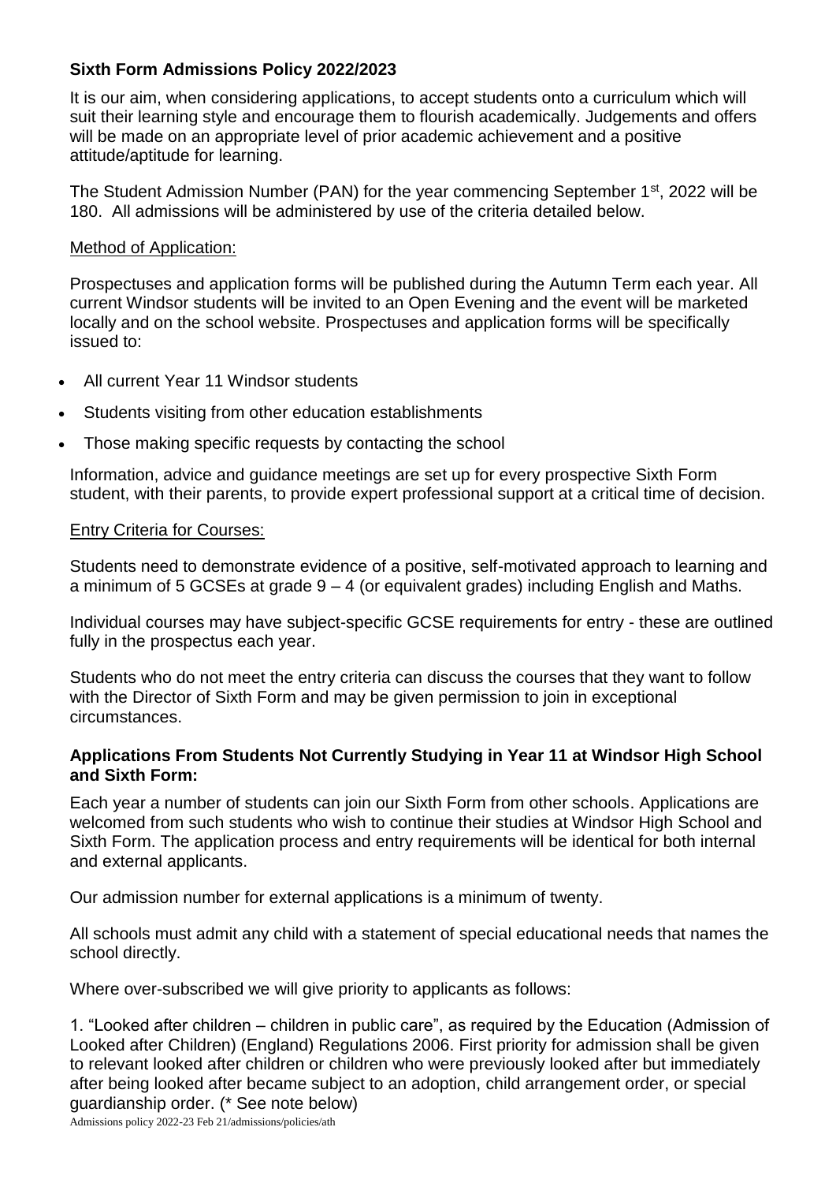## Sixth Form Admissions Policy 2022/2023

It is our aim, when considering applications, to accept students onto a curriculum which will suit their learning style and encourage them to flourish academically. Judgements and offers will be made on an appropriate level of prior academic achievement and a positive attitude/aptitude for learning.

The Student Admission Number (PAN) for the year commencing September 1st, 2022 will be 180. All admissions will be administered by use of the criteria detailed below.

### Method of Application:

Prospectuses and application forms will be published during the Autumn Term each year. All current Windsor students will be invited to an Open Evening and the event will be marketed locally and on the school website. Prospectuses and application forms will be specifically issued to:

- All current Year 11 Windsor students
- Students visiting from other education establishments
- Those making specific requests by contacting the school

Information, advice and guidance meetings are set up for every prospective Sixth Form student, with their parents, to provide expert professional support at a critical time of decision.

### Entry Criteria for Courses:

Students need to demonstrate evidence of a positive, self-motivated approach to learning and a minimum of 5 GCSEs at grade 9 – 4 (or equivalent grades) including English and Maths.

Individual courses may have subject-specific GCSE requirements for entry - these are outlined fully in the prospectus each year.

Students who do not meet the entry criteria can discuss the courses that they want to follow with the Director of Sixth Form and may be given permission to join in exceptional circumstances.

### Applications From Students Not Currently Studying in Year 11 at Windsor High School and Sixth Form:

Each year a number of students can join our Sixth Form from other schools. Applications are welcomed from such students who wish to continue their studies at Windsor High School and Sixth Form. The application process and entry requirements will be identical for both internal and external applicants.

Our admission number for external applications is a minimum of twenty.

All schools must admit any child with a statement of special educational needs that names the school directly.

Where over-subscribed we will give priority to applicants as follows:

1. "Looked after children – children in public care", as required by the Education (Admission of Looked after Children) (England) Regulations 2006. First priority for admission shall be given to relevant looked after children or children who were previously looked after but immediately after being looked after became subject to an adoption, child arrangement order, or special guardianship order. (* See note below)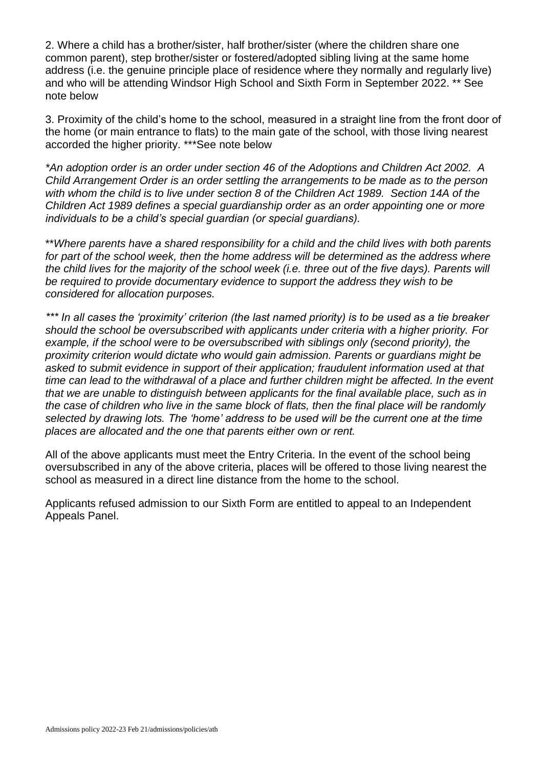2. Where a child has a brother/sister, half brother/sister (where the children share one common parent), step brother/sister or fostered/adopted sibling living at the same home address (i.e. the genuine principle place of residence where they normally and regularly live) and who will be attending Windsor High School and Sixth Form in September 2022. ** See note below

3. Proximity of the child's home to the school, measured in a straight line from the front door of the home (or main entrance to flats) to the main gate of the school, with those living nearest accorded the higher priority. ***See note below

*\*An adoption order is an order under section 46 of the Adoptions and Children Act 2002. A Child Arrangement Order is an order settling the arrangements to be made as to the person with whom the child is to live under section 8 of the Children Act 1989. Section 14A of the Children Act 1989 defines a special guardianship order as an order appointing one or more individuals to be a child's special guardian (or special guardians).*

*\*\*Where parents have a shared responsibility for a child and the child lives with both parents for part of the school week, then the home address will be determined as the address where the child lives for the majority of the school week (i.e. three out of the five days). Parents will be required to provide documentary evidence to support the address they wish to be considered for allocation purposes.*

*\*\*\* In all cases the 'proximity' criterion (the last named priority) is to be used as a tie breaker should the school be oversubscribed with applicants under criteria with a higher priority. For example, if the school were to be oversubscribed with siblings only (second priority), the proximity criterion would dictate who would gain admission. Parents or guardians might be asked to submit evidence in support of their application; fraudulent information used at that time can lead to the withdrawal of a place and further children might be affected. In the event that we are unable to distinguish between applicants for the final available place, such as in the case of children who live in the same block of flats, then the final place will be randomly selected by drawing lots. The 'home' address to be used will be the current one at the time places are allocated and the one that parents either own or rent.*

All of the above applicants must meet the Entry Criteria. In the event of the school being oversubscribed in any of the above criteria, places will be offered to those living nearest the school as measured in a direct line distance from the home to the school.

Applicants refused admission to our Sixth Form are entitled to appeal to an Independent Appeals Panel.